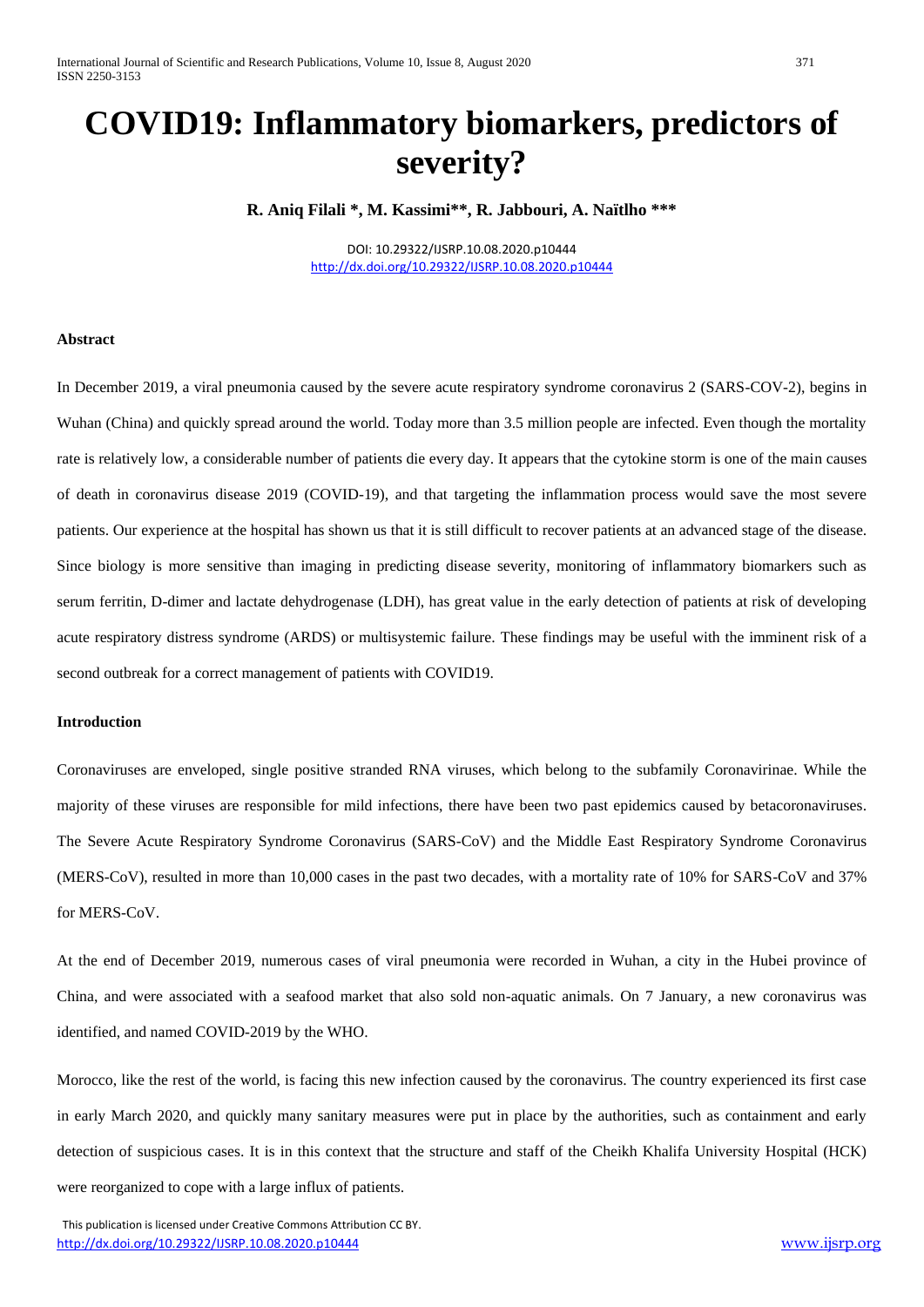# COVID19: Inflammatory biomarkers, predictors of severity?

**R. Aniq Filali *, M. Kassimi**, R. Jabbouri, A. Naïtlho *****

DOI: 10.29322/IJSRP.10.08.2020.p10444
http://dx.doi.org/10.29322/IJSRP.10.08.2020.p10444

## Abstract

In December 2019, a viral pneumonia caused by the severe acute respiratory syndrome coronavirus 2 (SARS-COV-2), begins in Wuhan (China) and quickly spread around the world. Today more than 3.5 million people are infected. Even though the mortality rate is relatively low, a considerable number of patients die every day. It appears that the cytokine storm is one of the main causes of death in coronavirus disease 2019 (COVID-19), and that targeting the inflammation process would save the most severe patients. Our experience at the hospital has shown us that it is still difficult to recover patients at an advanced stage of the disease. Since biology is more sensitive than imaging in predicting disease severity, monitoring of inflammatory biomarkers such as serum ferritin, D-dimer and lactate dehydrogenase (LDH), has great value in the early detection of patients at risk of developing acute respiratory distress syndrome (ARDS) or multisystemic failure. These findings may be useful with the imminent risk of a second outbreak for a correct management of patients with COVID19.

## Introduction

Coronaviruses are enveloped, single positive stranded RNA viruses, which belong to the subfamily Coronavirinae. While the majority of these viruses are responsible for mild infections, there have been two past epidemics caused by betacoronaviruses. The Severe Acute Respiratory Syndrome Coronavirus (SARS-CoV) and the Middle East Respiratory Syndrome Coronavirus (MERS-CoV), resulted in more than 10,000 cases in the past two decades, with a mortality rate of 10% for SARS-CoV and 37% for MERS-CoV.

At the end of December 2019, numerous cases of viral pneumonia were recorded in Wuhan, a city in the Hubei province of China, and were associated with a seafood market that also sold non-aquatic animals. On 7 January, a new coronavirus was identified, and named COVID-2019 by the WHO.

Morocco, like the rest of the world, is facing this new infection caused by the coronavirus. The country experienced its first case in early March 2020, and quickly many sanitary measures were put in place by the authorities, such as containment and early detection of suspicious cases. It is in this context that the structure and staff of the Cheikh Khalifa University Hospital (HCK) were reorganized to cope with a large influx of patients.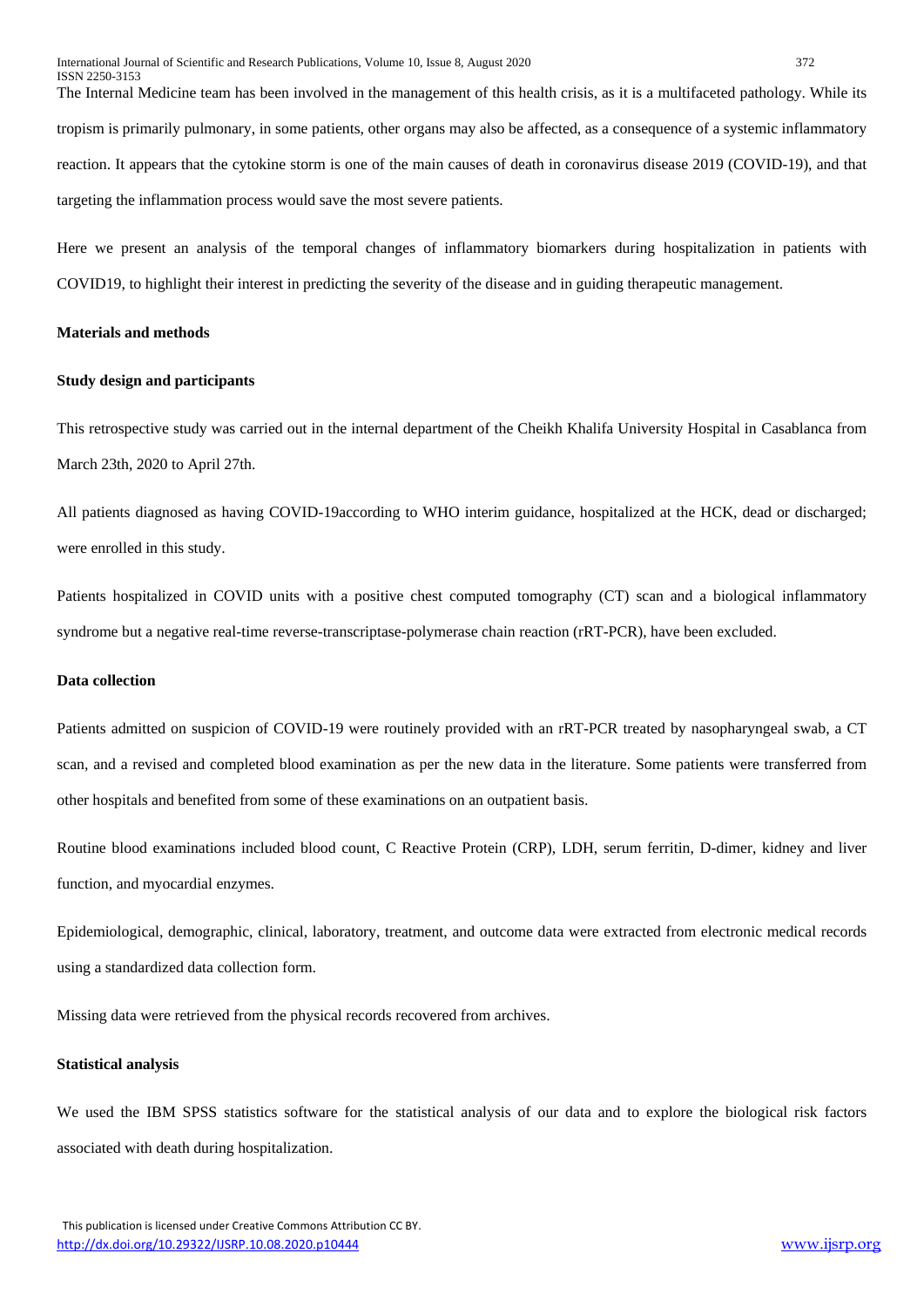The Internal Medicine team has been involved in the management of this health crisis, as it is a multifaceted pathology. While its tropism is primarily pulmonary, in some patients, other organs may also be affected, as a consequence of a systemic inflammatory reaction. It appears that the cytokine storm is one of the main causes of death in coronavirus disease 2019 (COVID-19), and that targeting the inflammation process would save the most severe patients.

Here we present an analysis of the temporal changes of inflammatory biomarkers during hospitalization in patients with COVID19, to highlight their interest in predicting the severity of the disease and in guiding therapeutic management.

## Materials and methods

### Study design and participants

This retrospective study was carried out in the internal department of the Cheikh Khalifa University Hospital in Casablanca from March 23th, 2020 to April 27th.

All patients diagnosed as having COVID-19according to WHO interim guidance, hospitalized at the HCK, dead or discharged; were enrolled in this study.

Patients hospitalized in COVID units with a positive chest computed tomography (CT) scan and a biological inflammatory syndrome but a negative real-time reverse-transcriptase-polymerase chain reaction (rRT-PCR), have been excluded.

### Data collection

Patients admitted on suspicion of COVID-19 were routinely provided with an rRT-PCR treated by nasopharyngeal swab, a CT scan, and a revised and completed blood examination as per the new data in the literature. Some patients were transferred from other hospitals and benefited from some of these examinations on an outpatient basis.

Routine blood examinations included blood count, C Reactive Protein (CRP), LDH, serum ferritin, D-dimer, kidney and liver function, and myocardial enzymes.

Epidemiological, demographic, clinical, laboratory, treatment, and outcome data were extracted from electronic medical records using a standardized data collection form.

Missing data were retrieved from the physical records recovered from archives.

### Statistical analysis

We used the IBM SPSS statistics software for the statistical analysis of our data and to explore the biological risk factors associated with death during hospitalization.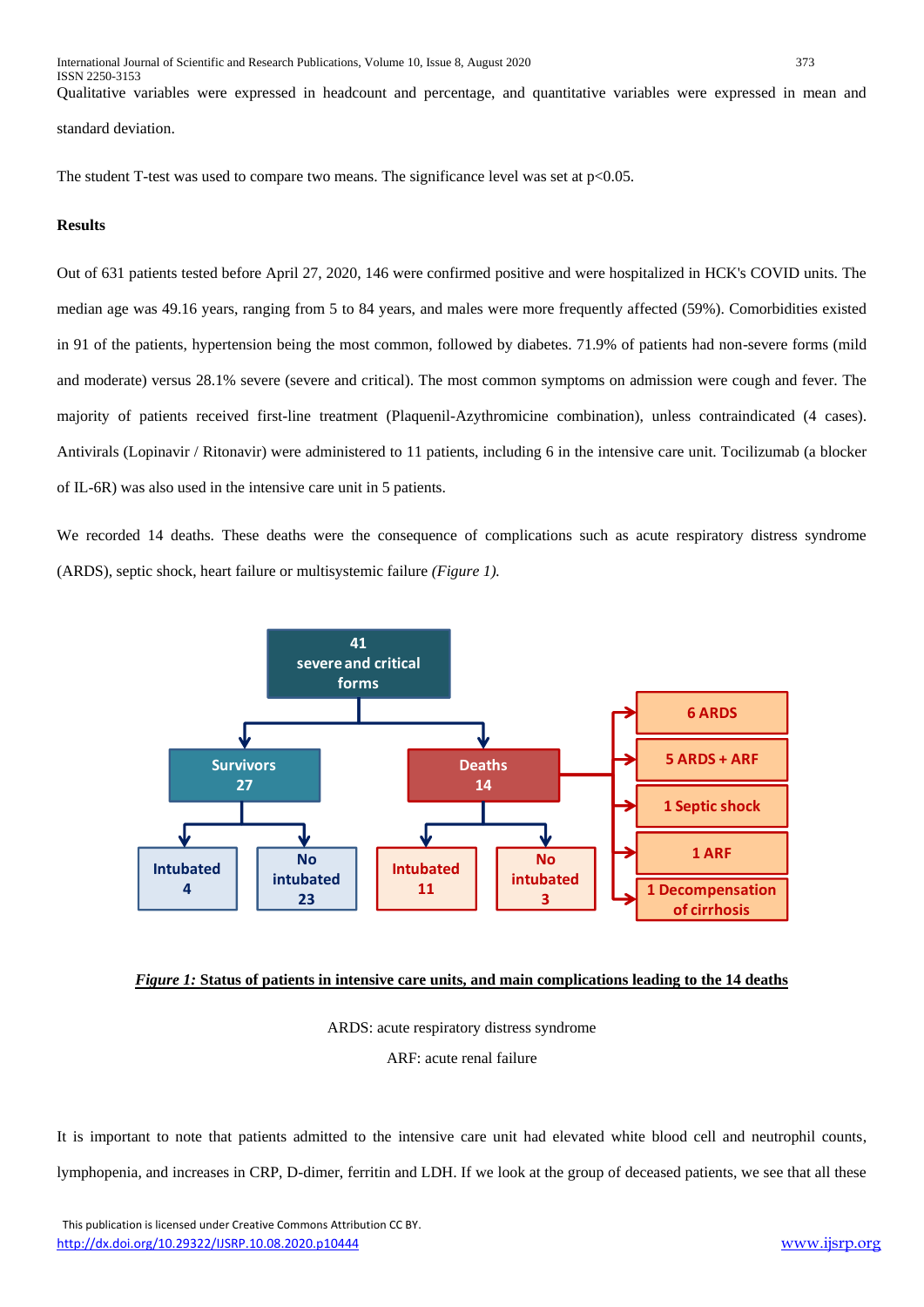Qualitative variables were expressed in headcount and percentage, and quantitative variables were expressed in mean and standard deviation.

The student T-test was used to compare two means. The significance level was set at $p<0.05$.

**Results**

Out of 631 patients tested before April 27, 2020, 146 were confirmed positive and were hospitalized in HCK's COVID units. The median age was 49.16 years, ranging from 5 to 84 years, and males were more frequently affected (59%). Comorbidities existed in 91 of the patients, hypertension being the most common, followed by diabetes. 71.9% of patients had non-severe forms (mild and moderate) versus 28.1% severe (severe and critical). The most common symptoms on admission were cough and fever. The majority of patients received first-line treatment (Plaquenil-Azythromicine combination), unless contraindicated (4 cases). Antivirals (Lopinavir / Ritonavir) were administered to 11 patients, including 6 in the intensive care unit. Tocilizumab (a blocker of IL-6R) was also used in the intensive care unit in 5 patients.

We recorded 14 deaths. These deaths were the consequence of complications such as acute respiratory distress syndrome (ARDS), septic shock, heart failure or multisystemic failure *(Figure 1).*

41 severe and critical forms

- Survivors 27
  - Intubated 4
  - No intubated 23
- Deaths 14
  - Intubated 11
  - No intubated 3
  - 6 ARDS
  - 5 ARDS + ARF
  - 1 Septic shock
  - 1 ARF
  - 1 Decompensation of cirrhosis

***Figure 1:*** **Status of patients in intensive care units, and main complications leading to the 14 deaths**

ARDS: acute respiratory distress syndrome

ARF: acute renal failure

It is important to note that patients admitted to the intensive care unit had elevated white blood cell and neutrophil counts, lymphopenia, and increases in CRP, D-dimer, ferritin and LDH. If we look at the group of deceased patients, we see that all these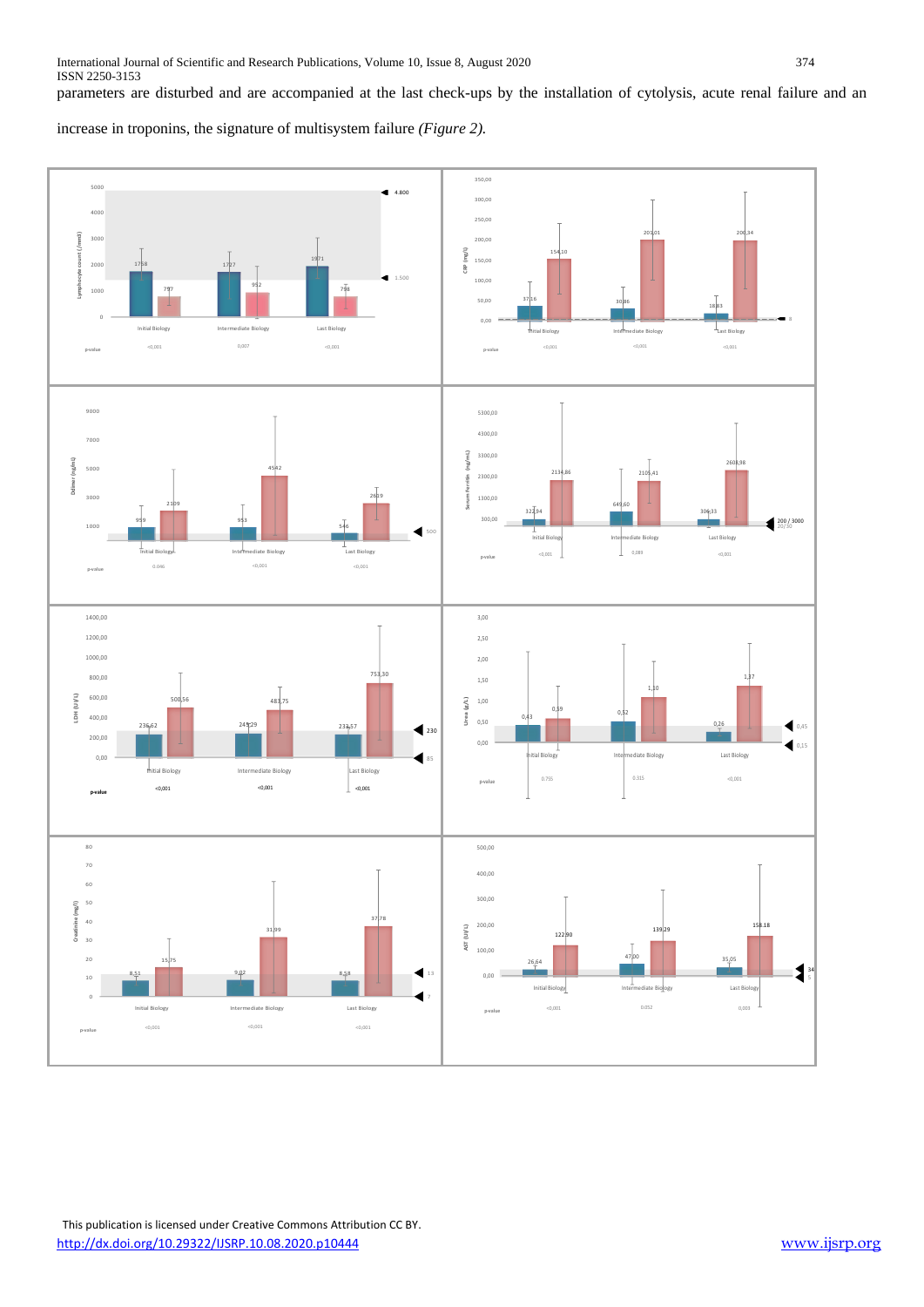parameters are disturbed and are accompanied at the last check-ups by the installation of cytolysis, acute renal failure and an increase in troponins, the signature of multisystem failure *(Figure 2).*

This publication is licensed under Creative Commons Attribution CC BY.

http://dx.doi.org/10.29322/IJSRP.10.08.2020.p10444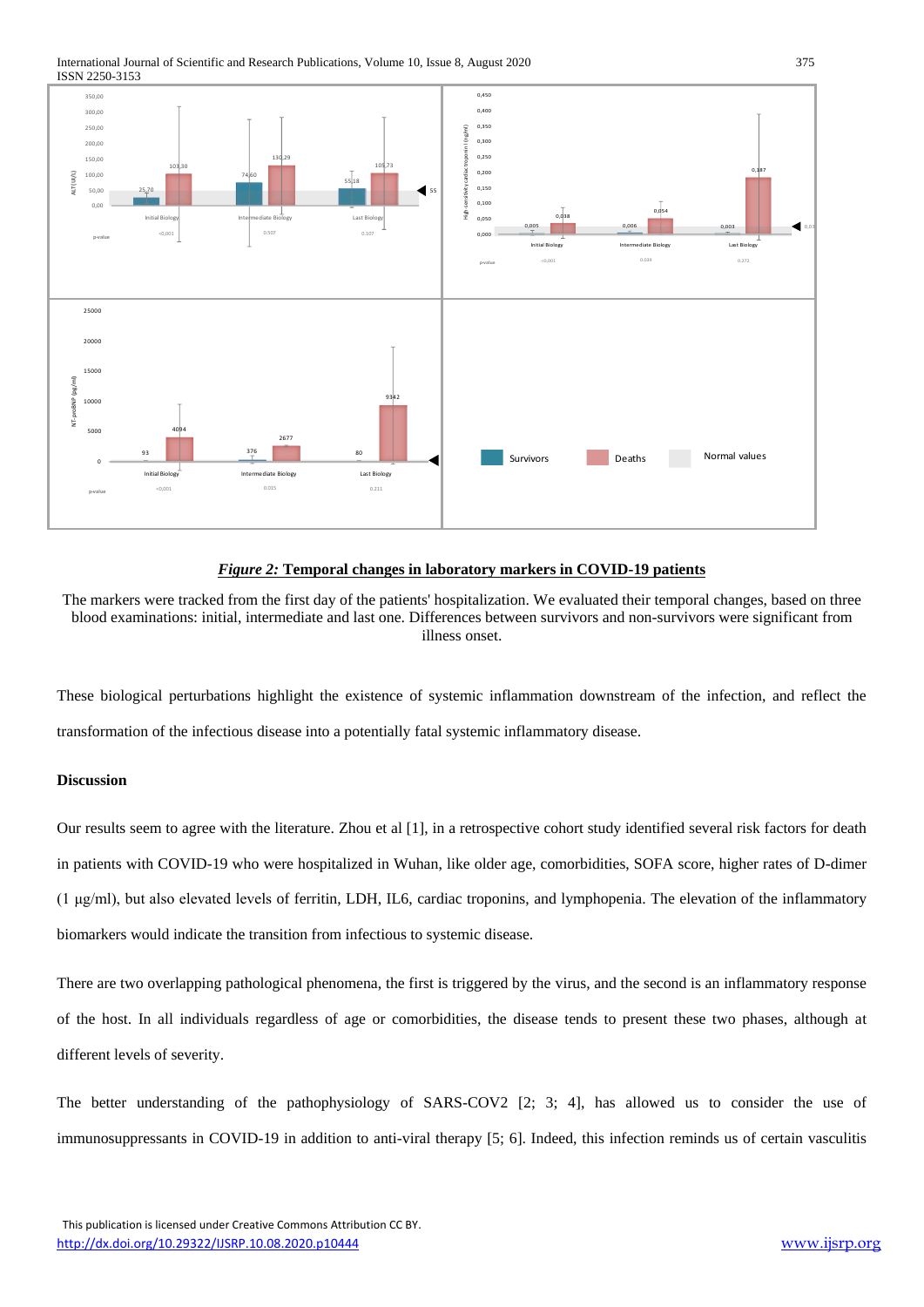***Figure 2:* Temporal changes in laboratory markers in COVID-19 patients**

The markers were tracked from the first day of the patients' hospitalization. We evaluated their temporal changes, based on three blood examinations: initial, intermediate and last one. Differences between survivors and non-survivors were significant from illness onset.

These biological perturbations highlight the existence of systemic inflammation downstream of the infection, and reflect the transformation of the infectious disease into a potentially fatal systemic inflammatory disease.

## Discussion

Our results seem to agree with the literature. Zhou et al [1], in a retrospective cohort study identified several risk factors for death in patients with COVID-19 who were hospitalized in Wuhan, like older age, comorbidities, SOFA score, higher rates of D-dimer (1 µg/ml), but also elevated levels of ferritin, LDH, IL6, cardiac troponins, and lymphopenia. The elevation of the inflammatory biomarkers would indicate the transition from infectious to systemic disease.

There are two overlapping pathological phenomena, the first is triggered by the virus, and the second is an inflammatory response of the host. In all individuals regardless of age or comorbidities, the disease tends to present these two phases, although at different levels of severity.

The better understanding of the pathophysiology of SARS-COV2 [2; 3; 4], has allowed us to consider the use of immunosuppressants in COVID-19 in addition to anti-viral therapy [5; 6]. Indeed, this infection reminds us of certain vasculitis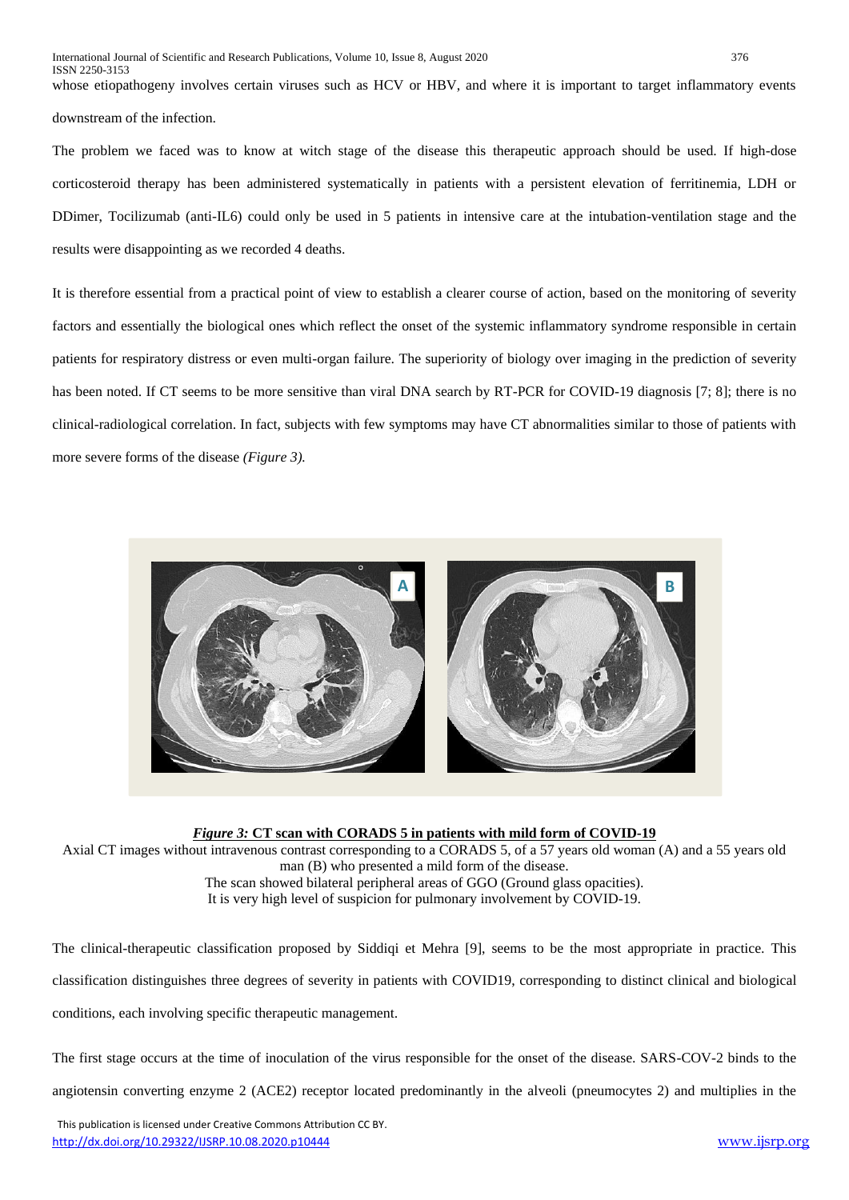whose etiopathogeny involves certain viruses such as HCV or HBV, and where it is important to target inflammatory events downstream of the infection.

The problem we faced was to know at witch stage of the disease this therapeutic approach should be used. If high-dose corticosteroid therapy has been administered systematically in patients with a persistent elevation of ferritinemia, LDH or DDimer, Tocilizumab (anti-IL6) could only be used in 5 patients in intensive care at the intubation-ventilation stage and the results were disappointing as we recorded 4 deaths.

It is therefore essential from a practical point of view to establish a clearer course of action, based on the monitoring of severity factors and essentially the biological ones which reflect the onset of the systemic inflammatory syndrome responsible in certain patients for respiratory distress or even multi-organ failure. The superiority of biology over imaging in the prediction of severity has been noted. If CT seems to be more sensitive than viral DNA search by RT-PCR for COVID-19 diagnosis [7; 8]; there is no clinical-radiological correlation. In fact, subjects with few symptoms may have CT abnormalities similar to those of patients with more severe forms of the disease *(Figure 3).*

***Figure 3:*** **CT scan with CORADS 5 in patients with mild form of COVID-19**

Axial CT images without intravenous contrast corresponding to a CORADS 5, of a 57 years old woman (A) and a 55 years old man (B) who presented a mild form of the disease.
The scan showed bilateral peripheral areas of GGO (Ground glass opacities).
It is very high level of suspicion for pulmonary involvement by COVID-19.

The clinical-therapeutic classification proposed by Siddiqi et Mehra [9], seems to be the most appropriate in practice. This classification distinguishes three degrees of severity in patients with COVID19, corresponding to distinct clinical and biological conditions, each involving specific therapeutic management.

The first stage occurs at the time of inoculation of the virus responsible for the onset of the disease. SARS-COV-2 binds to the angiotensin converting enzyme 2 (ACE2) receptor located predominantly in the alveoli (pneumocytes 2) and multiplies in the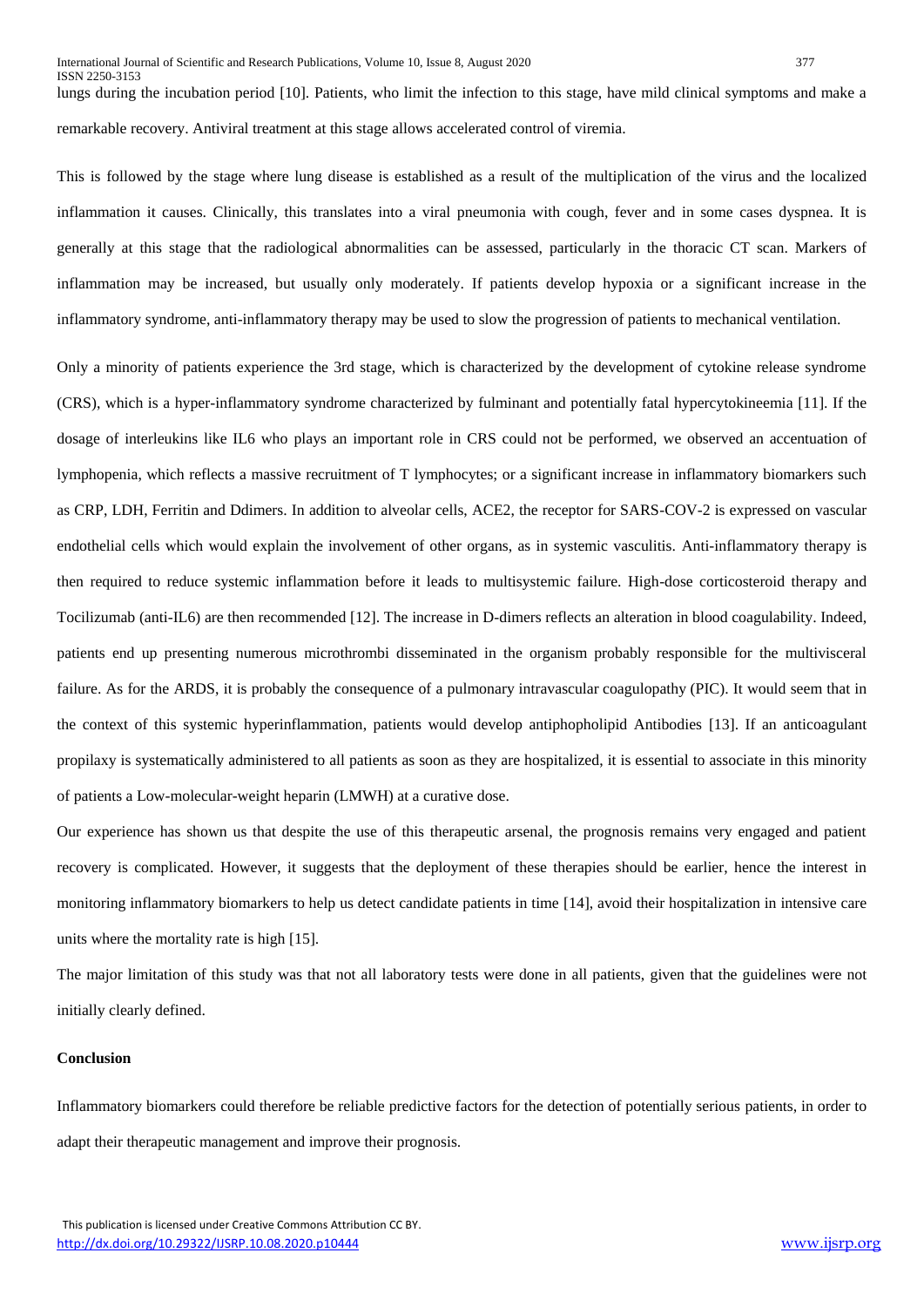lungs during the incubation period [10]. Patients, who limit the infection to this stage, have mild clinical symptoms and make a remarkable recovery. Antiviral treatment at this stage allows accelerated control of viremia.

This is followed by the stage where lung disease is established as a result of the multiplication of the virus and the localized inflammation it causes. Clinically, this translates into a viral pneumonia with cough, fever and in some cases dyspnea. It is generally at this stage that the radiological abnormalities can be assessed, particularly in the thoracic CT scan. Markers of inflammation may be increased, but usually only moderately. If patients develop hypoxia or a significant increase in the inflammatory syndrome, anti-inflammatory therapy may be used to slow the progression of patients to mechanical ventilation.

Only a minority of patients experience the 3rd stage, which is characterized by the development of cytokine release syndrome (CRS), which is a hyper-inflammatory syndrome characterized by fulminant and potentially fatal hypercytokineemia [11]. If the dosage of interleukins like IL6 who plays an important role in CRS could not be performed, we observed an accentuation of lymphopenia, which reflects a massive recruitment of T lymphocytes; or a significant increase in inflammatory biomarkers such as CRP, LDH, Ferritin and Ddimers. In addition to alveolar cells, ACE2, the receptor for SARS-COV-2 is expressed on vascular endothelial cells which would explain the involvement of other organs, as in systemic vasculitis. Anti-inflammatory therapy is then required to reduce systemic inflammation before it leads to multisystemic failure. High-dose corticosteroid therapy and Tocilizumab (anti-IL6) are then recommended [12]. The increase in D-dimers reflects an alteration in blood coagulability. Indeed, patients end up presenting numerous microthrombi disseminated in the organism probably responsible for the multivisceral failure. As for the ARDS, it is probably the consequence of a pulmonary intravascular coagulopathy (PIC). It would seem that in the context of this systemic hyperinflammation, patients would develop antiphopholipid Antibodies [13]. If an anticoagulant propilaxy is systematically administered to all patients as soon as they are hospitalized, it is essential to associate in this minority of patients a Low-molecular-weight heparin (LMWH) at a curative dose.

Our experience has shown us that despite the use of this therapeutic arsenal, the prognosis remains very engaged and patient recovery is complicated. However, it suggests that the deployment of these therapies should be earlier, hence the interest in monitoring inflammatory biomarkers to help us detect candidate patients in time [14], avoid their hospitalization in intensive care units where the mortality rate is high [15].

The major limitation of this study was that not all laboratory tests were done in all patients, given that the guidelines were not initially clearly defined.

## Conclusion

Inflammatory biomarkers could therefore be reliable predictive factors for the detection of potentially serious patients, in order to adapt their therapeutic management and improve their prognosis.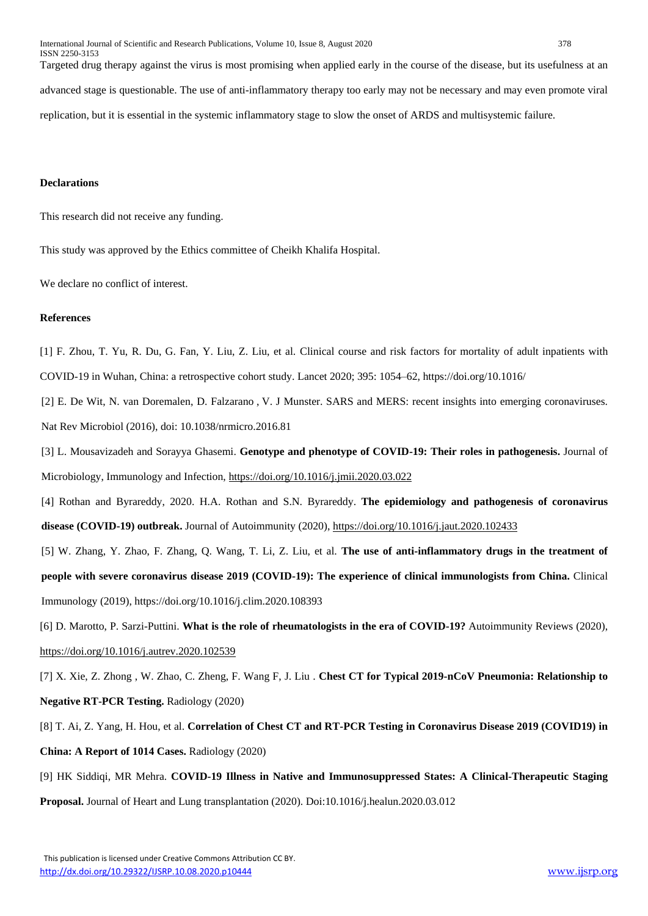Targeted drug therapy against the virus is most promising when applied early in the course of the disease, but its usefulness at an advanced stage is questionable. The use of anti-inflammatory therapy too early may not be necessary and may even promote viral replication, but it is essential in the systemic inflammatory stage to slow the onset of ARDS and multisystemic failure.

**Declarations**

This research did not receive any funding.

This study was approved by the Ethics committee of Cheikh Khalifa Hospital.

We declare no conflict of interest.

**References**

[1] F. Zhou, T. Yu, R. Du, G. Fan, Y. Liu, Z. Liu, et al. Clinical course and risk factors for mortality of adult inpatients with COVID-19 in Wuhan, China: a retrospective cohort study. Lancet 2020; 395: 1054–62, https://doi.org/10.1016/

[2] E. De Wit, N. van Doremalen, D. Falzarano , V. J Munster. SARS and MERS: recent insights into emerging coronaviruses. Nat Rev Microbiol (2016), doi: 10.1038/nrmicro.2016.81

[3] L. Mousavizadeh and Sorayya Ghasemi. **Genotype and phenotype of COVID-19: Their roles in pathogenesis.** Journal of Microbiology, Immunology and Infection, https://doi.org/10.1016/j.jmii.2020.03.022

[4] Rothan and Byrareddy, 2020. H.A. Rothan and S.N. Byrareddy. **The epidemiology and pathogenesis of coronavirus disease (COVID-19) outbreak.** Journal of Autoimmunity (2020), https://doi.org/10.1016/j.jaut.2020.102433

[5] W. Zhang, Y. Zhao, F. Zhang, Q. Wang, T. Li, Z. Liu, et al. **The use of anti-inflammatory drugs in the treatment of people with severe coronavirus disease 2019 (COVID-19): The experience of clinical immunologists from China.** Clinical Immunology (2019), https://doi.org/10.1016/j.clim.2020.108393

[6] D. Marotto, P. Sarzi-Puttini. **What is the role of rheumatologists in the era of COVID-19?** Autoimmunity Reviews (2020), https://doi.org/10.1016/j.autrev.2020.102539

[7] X. Xie, Z. Zhong , W. Zhao, C. Zheng, F. Wang F, J. Liu . **Chest CT for Typical 2019-nCoV Pneumonia: Relationship to Negative RT-PCR Testing.** Radiology (2020)

[8] T. Ai, Z. Yang, H. Hou, et al. **Correlation of Chest CT and RT-PCR Testing in Coronavirus Disease 2019 (COVID19) in China: A Report of 1014 Cases.** Radiology (2020)

[9] HK Siddiqi, MR Mehra. **COVID-19 Illness in Native and Immunosuppressed States: A Clinical-Therapeutic Staging Proposal.** Journal of Heart and Lung transplantation (2020). Doi:10.1016/j.healun.2020.03.012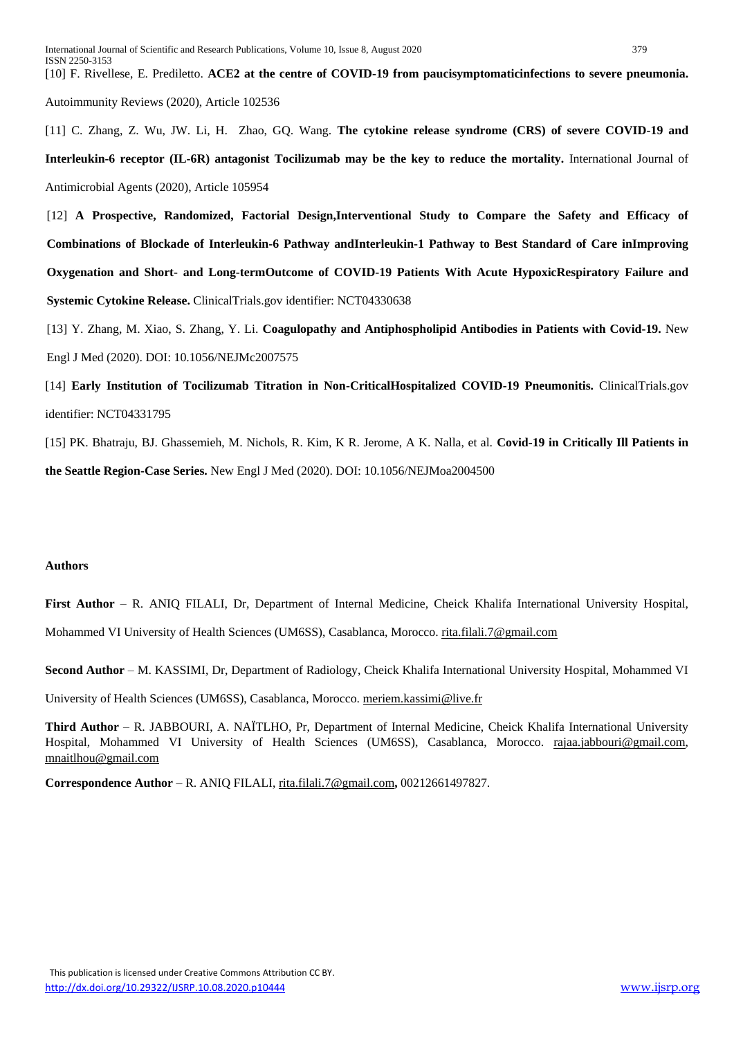[10] F. Rivellese, E. Prediletto. **ACE2 at the centre of COVID-19 from paucisymptomaticinfections to severe pneumonia.** Autoimmunity Reviews (2020), Article 102536

[11] C. Zhang, Z. Wu, JW. Li, H. Zhao, GQ. Wang. **The cytokine release syndrome (CRS) of severe COVID-19 and Interleukin-6 receptor (IL-6R) antagonist Tocilizumab may be the key to reduce the mortality.** International Journal of Antimicrobial Agents (2020), Article 105954

[12] **A Prospective, Randomized, Factorial Design,Interventional Study to Compare the Safety and Efficacy of Combinations of Blockade of Interleukin-6 Pathway andInterleukin-1 Pathway to Best Standard of Care inImproving Oxygenation and Short- and Long-termOutcome of COVID-19 Patients With Acute HypoxicRespiratory Failure and Systemic Cytokine Release.** ClinicalTrials.gov identifier: NCT04330638

[13] Y. Zhang, M. Xiao, S. Zhang, Y. Li. **Coagulopathy and Antiphospholipid Antibodies in Patients with Covid-19.** New Engl J Med (2020). DOI: 10.1056/NEJMc2007575

[14] **Early Institution of Tocilizumab Titration in Non-CriticalHospitalized COVID-19 Pneumonitis.** ClinicalTrials.gov identifier: NCT04331795

[15] PK. Bhatraju, BJ. Ghassemieh, M. Nichols, R. Kim, K R. Jerome, A K. Nalla, et al. **Covid-19 in Critically Ill Patients in the Seattle Region-Case Series.** New Engl J Med (2020). DOI: 10.1056/NEJMoa2004500

**Authors**

**First Author** – R. ANIQ FILALI, Dr, Department of Internal Medicine, Cheick Khalifa International University Hospital, Mohammed VI University of Health Sciences (UM6SS), Casablanca, Morocco. rita.filali.7@gmail.com

**Second Author** – M. KASSIMI, Dr, Department of Radiology, Cheick Khalifa International University Hospital, Mohammed VI University of Health Sciences (UM6SS), Casablanca, Morocco. meriem.kassimi@live.fr

**Third Author** – R. JABBOURI, A. NAÏTLHO, Pr, Department of Internal Medicine, Cheick Khalifa International University Hospital, Mohammed VI University of Health Sciences (UM6SS), Casablanca, Morocco. rajaa.jabbouri@gmail.com, mnaitlhou@gmail.com

**Correspondence Author** – R. ANIQ FILALI, rita.filali.7@gmail.com**,** 00212661497827.

This publication is licensed under Creative Commons Attribution CC BY.
http://dx.doi.org/10.29322/IJSRP.10.08.2020.p10444